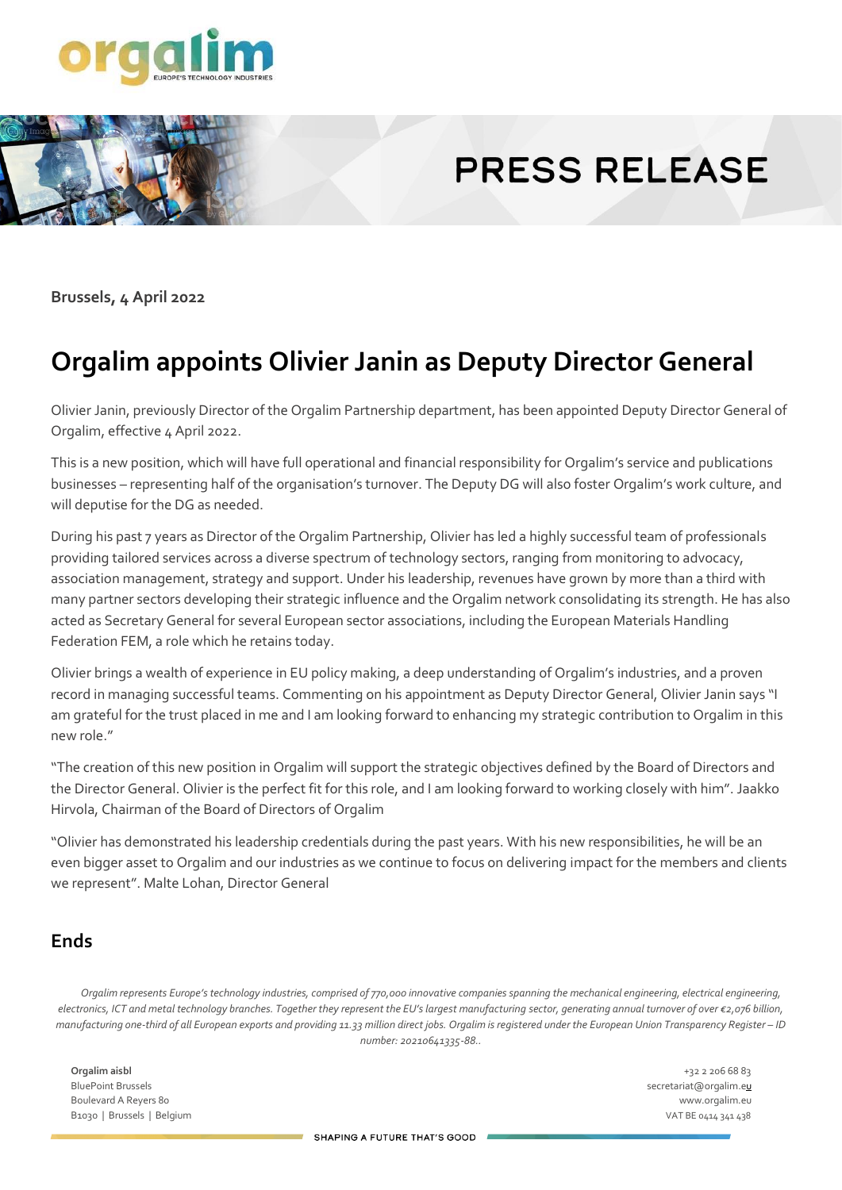# PRESS RELEASE

**Brussels, 4 April 2022**

## Orgalim appoints Olivier Janin as Deputy Director General

Olivier Janin, previously Director of the Orgalim Partnership department, has been appointed Deputy Director General of Orgalim, effective 4 April 2022.

This is a new position, which will have full operational and financial responsibility for Orgalim's service and publications businesses – representing half of the organisation's turnover. The Deputy DG will also foster Orgalim's work culture, and will deputise for the DG as needed.

During his past 7 years as Director of the Orgalim Partnership, Olivier has led a highly successful team of professionals providing tailored services across a diverse spectrum of technology sectors, ranging from monitoring to advocacy, association management, strategy and support. Under his leadership, revenues have grown by more than a third with many partner sectors developing their strategic influence and the Orgalim network consolidating its strength. He has also acted as Secretary General for several European sector associations, including the European Materials Handling Federation FEM, a role which he retains today.

Olivier brings a wealth of experience in EU policy making, a deep understanding of Orgalim's industries, and a proven record in managing successful teams. Commenting on his appointment as Deputy Director General, Olivier Janin says "I am grateful for the trust placed in me and I am looking forward to enhancing my strategic contribution to Orgalim in this new role."

"The creation of this new position in Orgalim will support the strategic objectives defined by the Board of Directors and the Director General. Olivier is the perfect fit for this role, and I am looking forward to working closely with him". Jaakko Hirvola, Chairman of the Board of Directors of Orgalim

"Olivier has demonstrated his leadership credentials during the past years. With his new responsibilities, he will be an even bigger asset to Orgalim and our industries as we continue to focus on delivering impact for the members and clients we represent". Malte Lohan, Director General

### Ends

*Orgalim represents Europe's technology industries, comprised of 770,000 innovative companies spanning the mechanical engineering, electrical engineering, electronics, ICT and metal technology branches. Together they represent the EU's largest manufacturing sector, generating annual turnover of over €2,076 billion, manufacturing one-third of all European exports and providing 11.33 million direct jobs. Orgalim is registered under the European Union Transparency Register – ID number: 20210641335-88..*

**Orgalim aisbl**
BluePoint Brussels
Boulevard A Reyers 80
B1030 | Brussels | Belgium

+32 2 206 68 83
secretariat@orgalim.eu
www.orgalim.eu
VAT BE 0414 341 438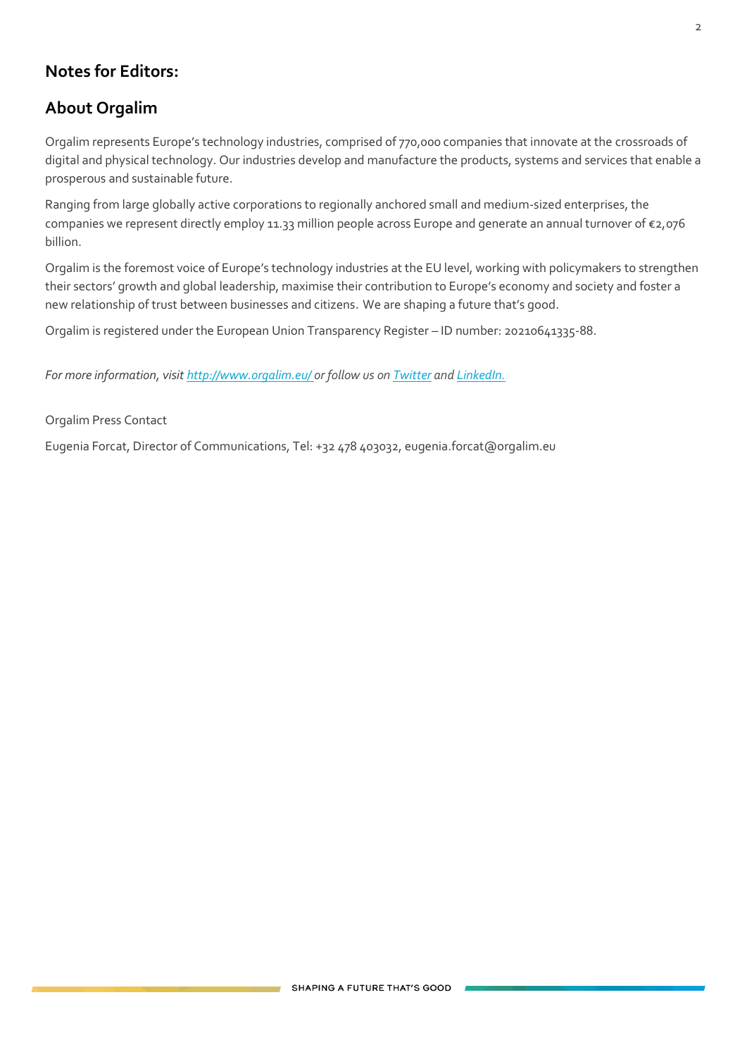## Notes for Editors:

## About Orgalim

Orgalim represents Europe's technology industries, comprised of 770,000 companies that innovate at the crossroads of digital and physical technology. Our industries develop and manufacture the products, systems and services that enable a prosperous and sustainable future.

Ranging from large globally active corporations to regionally anchored small and medium-sized enterprises, the companies we represent directly employ 11.33 million people across Europe and generate an annual turnover of €2,076 billion.

Orgalim is the foremost voice of Europe's technology industries at the EU level, working with policymakers to strengthen their sectors' growth and global leadership, maximise their contribution to Europe's economy and society and foster a new relationship of trust between businesses and citizens. We are shaping a future that's good.

Orgalim is registered under the European Union Transparency Register – ID number: 20210641335-88.

*For more information, visit [http://www.orgalim.eu/](http://www.orgalim.eu/) or follow us on [Twitter](#) and [LinkedIn.](#)*

Orgalim Press Contact

Eugenia Forcat, Director of Communications, Tel: +32 478 403032, eugenia.forcat@orgalim.eu